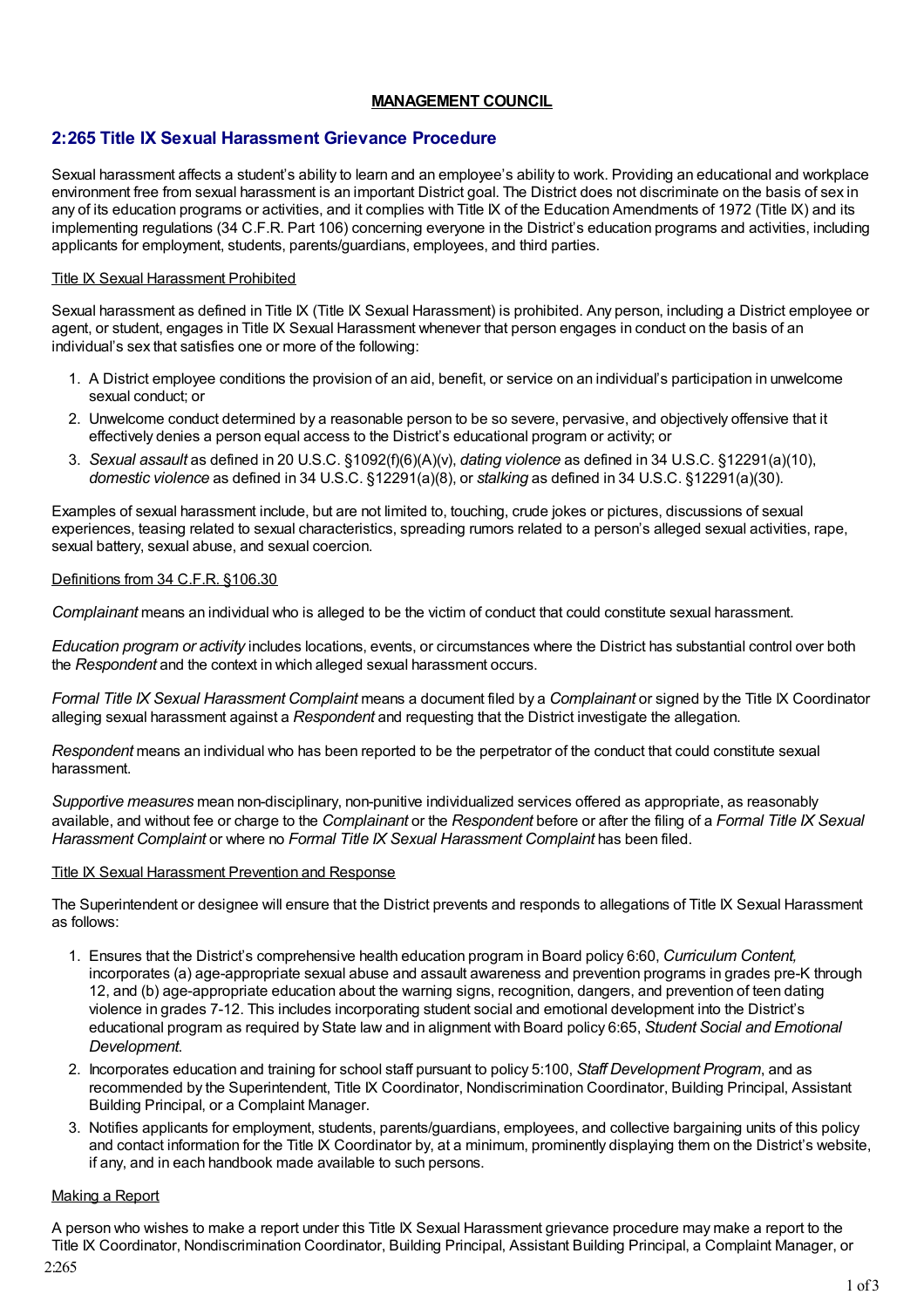**MANAGEMENT COUNCIL**

## 2:265 Title IX Sexual Harassment Grievance Procedure

Sexual harassment affects a student's ability to learn and an employee's ability to work. Providing an educational and workplace environment free from sexual harassment is an important District goal. The District does not discriminate on the basis of sex in any of its education programs or activities, and it complies with Title IX of the Education Amendments of 1972 (Title IX) and its implementing regulations (34 C.F.R. Part 106) concerning everyone in the District's education programs and activities, including applicants for employment, students, parents/guardians, employees, and third parties.

Title IX Sexual Harassment Prohibited

Sexual harassment as defined in Title IX (Title IX Sexual Harassment) is prohibited. Any person, including a District employee or agent, or student, engages in Title IX Sexual Harassment whenever that person engages in conduct on the basis of an individual's sex that satisfies one or more of the following:

1. A District employee conditions the provision of an aid, benefit, or service on an individual's participation in unwelcome sexual conduct; or
2. Unwelcome conduct determined by a reasonable person to be so severe, pervasive, and objectively offensive that it effectively denies a person equal access to the District's educational program or activity; or
3. *Sexual assault* as defined in 20 U.S.C. §1092(f)(6)(A)(v), *dating violence* as defined in 34 U.S.C. §12291(a)(10), *domestic violence* as defined in 34 U.S.C. §12291(a)(8), or *stalking* as defined in 34 U.S.C. §12291(a)(30).

Examples of sexual harassment include, but are not limited to, touching, crude jokes or pictures, discussions of sexual experiences, teasing related to sexual characteristics, spreading rumors related to a person's alleged sexual activities, rape, sexual battery, sexual abuse, and sexual coercion.

Definitions from 34 C.F.R. §106.30

*Complainant* means an individual who is alleged to be the victim of conduct that could constitute sexual harassment.

*Education program or activity* includes locations, events, or circumstances where the District has substantial control over both the *Respondent* and the context in which alleged sexual harassment occurs.

*Formal Title IX Sexual Harassment Complaint* means a document filed by a *Complainant* or signed by the Title IX Coordinator alleging sexual harassment against a *Respondent* and requesting that the District investigate the allegation.

*Respondent* means an individual who has been reported to be the perpetrator of the conduct that could constitute sexual harassment.

*Supportive measures* mean non-disciplinary, non-punitive individualized services offered as appropriate, as reasonably available, and without fee or charge to the *Complainant* or the *Respondent* before or after the filing of a *Formal Title IX Sexual Harassment Complaint* or where no *Formal Title IX Sexual Harassment Complaint* has been filed.

Title IX Sexual Harassment Prevention and Response

The Superintendent or designee will ensure that the District prevents and responds to allegations of Title IX Sexual Harassment as follows:

1. Ensures that the District's comprehensive health education program in Board policy 6:60, *Curriculum Content,* incorporates (a) age-appropriate sexual abuse and assault awareness and prevention programs in grades pre-K through 12, and (b) age-appropriate education about the warning signs, recognition, dangers, and prevention of teen dating violence in grades 7-12. This includes incorporating student social and emotional development into the District's educational program as required by State law and in alignment with Board policy 6:65, *Student Social and Emotional Development*.
2. Incorporates education and training for school staff pursuant to policy 5:100, *Staff Development Program*, and as recommended by the Superintendent, Title IX Coordinator, Nondiscrimination Coordinator, Building Principal, Assistant Building Principal, or a Complaint Manager.
3. Notifies applicants for employment, students, parents/guardians, employees, and collective bargaining units of this policy and contact information for the Title IX Coordinator by, at a minimum, prominently displaying them on the District's website, if any, and in each handbook made available to such persons.

Making a Report

A person who wishes to make a report under this Title IX Sexual Harassment grievance procedure may make a report to the Title IX Coordinator, Nondiscrimination Coordinator, Building Principal, Assistant Building Principal, a Complaint Manager, or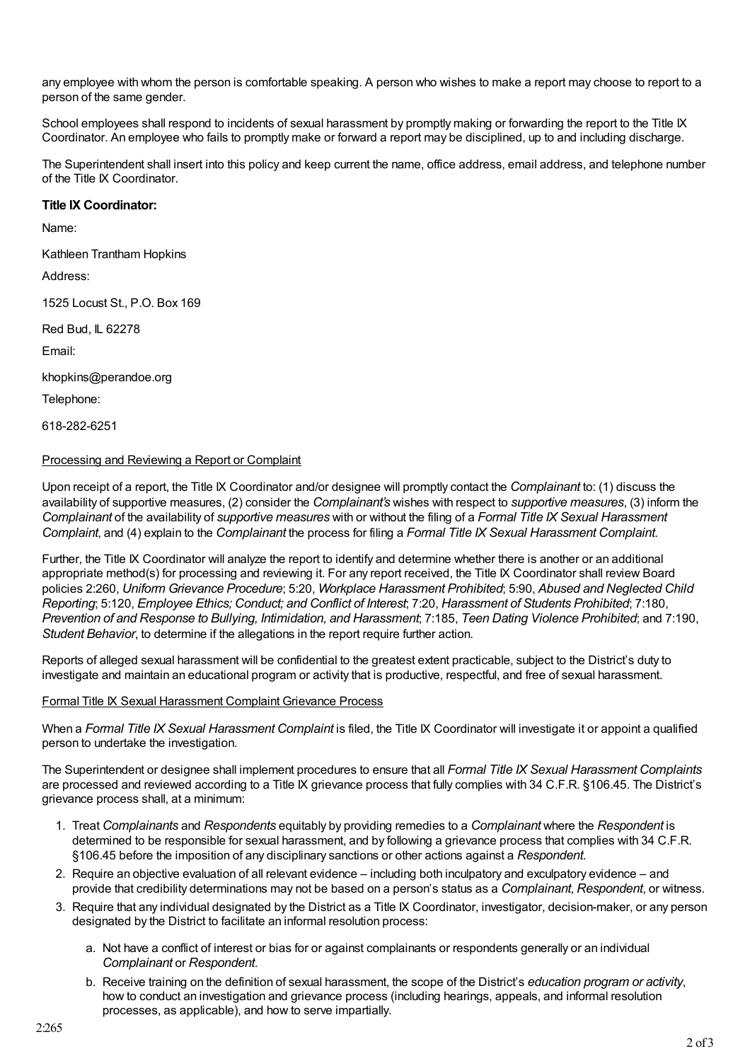any employee with whom the person is comfortable speaking. A person who wishes to make a report may choose to report to a person of the same gender.

School employees shall respond to incidents of sexual harassment by promptly making or forwarding the report to the Title IX Coordinator. An employee who fails to promptly make or forward a report may be disciplined, up to and including discharge.

The Superintendent shall insert into this policy and keep current the name, office address, email address, and telephone number of the Title IX Coordinator.

**Title IX Coordinator:**

Name:

Kathleen Trantham Hopkins

Address:

1525 Locust St., P.O. Box 169

Red Bud, IL 62278

Email:

khopkins@perandoe.org

Telephone:

618-282-6251

Processing and Reviewing a Report or Complaint

Upon receipt of a report, the Title IX Coordinator and/or designee will promptly contact the *Complainant* to: (1) discuss the availability of supportive measures, (2) consider the *Complainant's* wishes with respect to *supportive measures*, (3) inform the *Complainant* of the availability of *supportive measures* with or without the filing of a *Formal Title IX Sexual Harassment Complaint*, and (4) explain to the *Complainant* the process for filing a *Formal Title IX Sexual Harassment Complaint*.

Further, the Title IX Coordinator will analyze the report to identify and determine whether there is another or an additional appropriate method(s) for processing and reviewing it. For any report received, the Title IX Coordinator shall review Board policies 2:260, *Uniform Grievance Procedure*; 5:20, *Workplace Harassment Prohibited*; 5:90, *Abused and Neglected Child Reporting*; 5:120, *Employee Ethics; Conduct; and Conflict of Interest*; 7:20, *Harassment of Students Prohibited*; 7:180, *Prevention of and Response to Bullying, Intimidation, and Harassment*; 7:185, *Teen Dating Violence Prohibited*; and 7:190, *Student Behavior*, to determine if the allegations in the report require further action.

Reports of alleged sexual harassment will be confidential to the greatest extent practicable, subject to the District's duty to investigate and maintain an educational program or activity that is productive, respectful, and free of sexual harassment.

Formal Title IX Sexual Harassment Complaint Grievance Process

When a *Formal Title IX Sexual Harassment Complaint* is filed, the Title IX Coordinator will investigate it or appoint a qualified person to undertake the investigation.

The Superintendent or designee shall implement procedures to ensure that all *Formal Title IX Sexual Harassment Complaints* are processed and reviewed according to a Title IX grievance process that fully complies with 34 C.F.R. §106.45. The District's grievance process shall, at a minimum:

1. Treat *Complainants* and *Respondents* equitably by providing remedies to a *Complainant* where the *Respondent* is determined to be responsible for sexual harassment, and by following a grievance process that complies with 34 C.F.R. §106.45 before the imposition of any disciplinary sanctions or other actions against a *Respondent*.
2. Require an objective evaluation of all relevant evidence – including both inculpatory and exculpatory evidence – and provide that credibility determinations may not be based on a person's status as a *Complainant*, *Respondent*, or witness.
3. Require that any individual designated by the District as a Title IX Coordinator, investigator, decision-maker, or any person designated by the District to facilitate an informal resolution process:
   a. Not have a conflict of interest or bias for or against complainants or respondents generally or an individual *Complainant* or *Respondent*.
   b. Receive training on the definition of sexual harassment, the scope of the District's *education program or activity*, how to conduct an investigation and grievance process (including hearings, appeals, and informal resolution processes, as applicable), and how to serve impartially.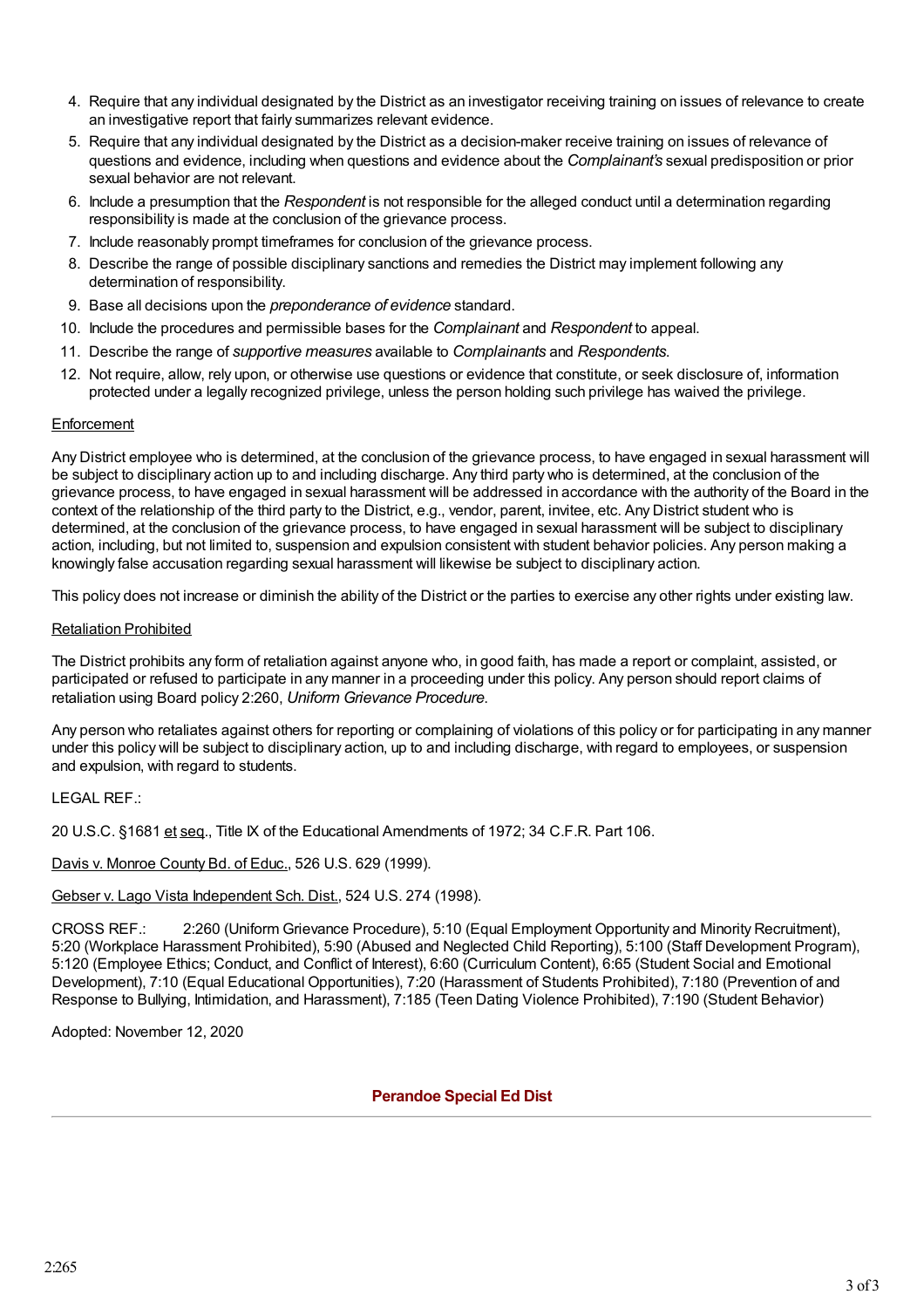4. Require that any individual designated by the District as an investigator receiving training on issues of relevance to create an investigative report that fairly summarizes relevant evidence.
5. Require that any individual designated by the District as a decision-maker receive training on issues of relevance of questions and evidence, including when questions and evidence about the *Complainant's* sexual predisposition or prior sexual behavior are not relevant.
6. Include a presumption that the *Respondent* is not responsible for the alleged conduct until a determination regarding responsibility is made at the conclusion of the grievance process.
7. Include reasonably prompt timeframes for conclusion of the grievance process.
8. Describe the range of possible disciplinary sanctions and remedies the District may implement following any determination of responsibility.
9. Base all decisions upon the *preponderance of evidence* standard.
10. Include the procedures and permissible bases for the *Complainant* and *Respondent* to appeal.
11. Describe the range of *supportive measures* available to *Complainants* and *Respondents*.
12. Not require, allow, rely upon, or otherwise use questions or evidence that constitute, or seek disclosure of, information protected under a legally recognized privilege, unless the person holding such privilege has waived the privilege.

<u>Enforcement</u>

Any District employee who is determined, at the conclusion of the grievance process, to have engaged in sexual harassment will be subject to disciplinary action up to and including discharge. Any third party who is determined, at the conclusion of the grievance process, to have engaged in sexual harassment will be addressed in accordance with the authority of the Board in the context of the relationship of the third party to the District, e.g., vendor, parent, invitee, etc. Any District student who is determined, at the conclusion of the grievance process, to have engaged in sexual harassment will be subject to disciplinary action, including, but not limited to, suspension and expulsion consistent with student behavior policies. Any person making a knowingly false accusation regarding sexual harassment will likewise be subject to disciplinary action.

This policy does not increase or diminish the ability of the District or the parties to exercise any other rights under existing law.

<u>Retaliation Prohibited</u>

The District prohibits any form of retaliation against anyone who, in good faith, has made a report or complaint, assisted, or participated or refused to participate in any manner in a proceeding under this policy. Any person should report claims of retaliation using Board policy 2:260, *Uniform Grievance Procedure*.

Any person who retaliates against others for reporting or complaining of violations of this policy or for participating in any manner under this policy will be subject to disciplinary action, up to and including discharge, with regard to employees, or suspension and expulsion, with regard to students.

LEGAL REF.:

20 U.S.C. §1681 <u>et seq</u>., Title IX of the Educational Amendments of 1972; 34 C.F.R. Part 106.

<u>Davis v. Monroe County Bd. of Educ.</u>, 526 U.S. 629 (1999).

<u>Gebser v. Lago Vista Independent Sch. Dist.</u>, 524 U.S. 274 (1998).

CROSS REF.: 2:260 (Uniform Grievance Procedure), 5:10 (Equal Employment Opportunity and Minority Recruitment), 5:20 (Workplace Harassment Prohibited), 5:90 (Abused and Neglected Child Reporting), 5:100 (Staff Development Program), 5:120 (Employee Ethics; Conduct, and Conflict of Interest), 6:60 (Curriculum Content), 6:65 (Student Social and Emotional Development), 7:10 (Equal Educational Opportunities), 7:20 (Harassment of Students Prohibited), 7:180 (Prevention of and Response to Bullying, Intimidation, and Harassment), 7:185 (Teen Dating Violence Prohibited), 7:190 (Student Behavior)

Adopted: November 12, 2020

**Perandoe Special Ed Dist**